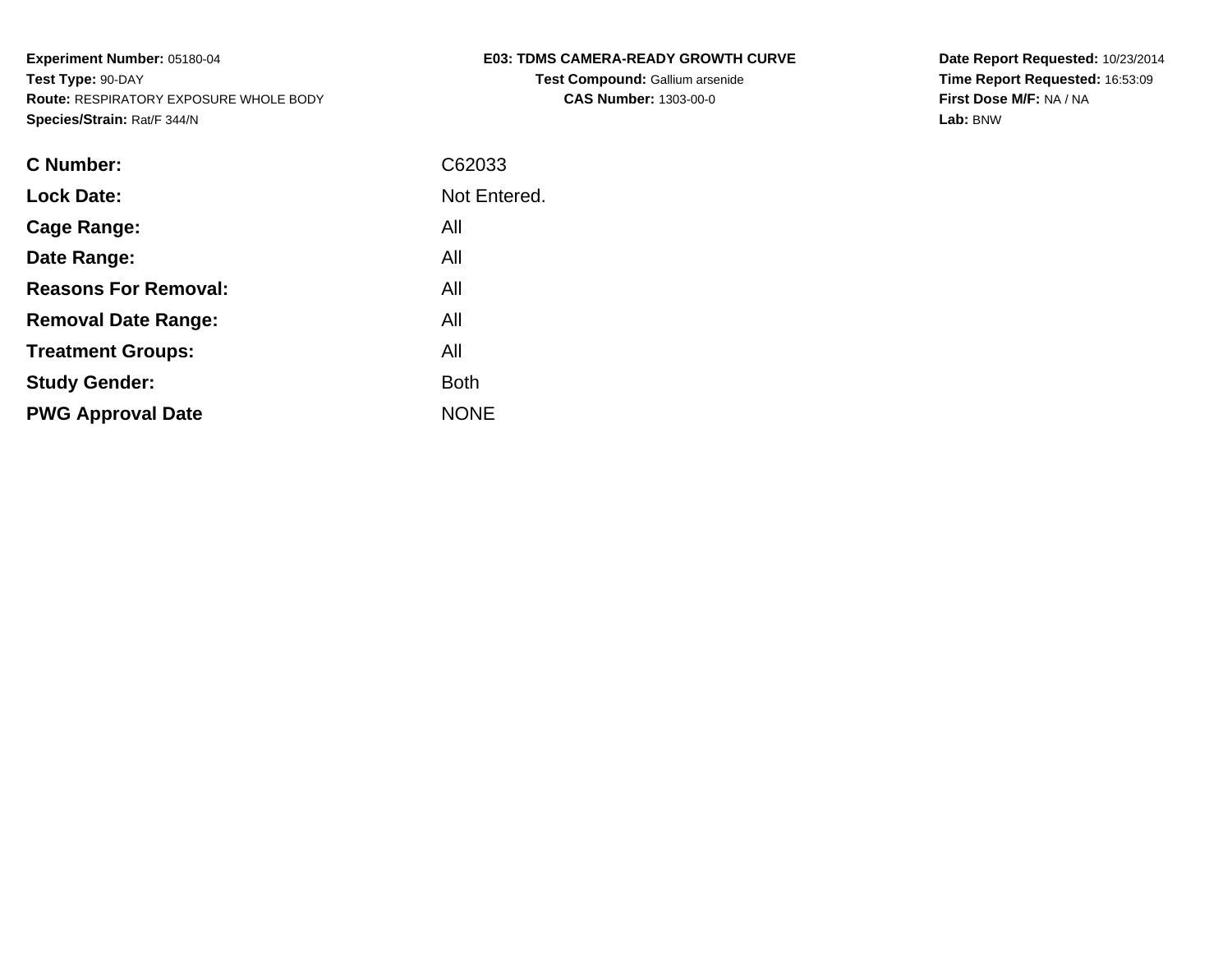**Experiment Number:** 05180-04
**Test Type:** 90-DAY
**Route:** RESPIRATORY EXPOSURE WHOLE BODY
**Species/Strain:** Rat/F 344/N

**E03: TDMS CAMERA-READY GROWTH CURVE**
**Test Compound:** Gallium arsenide
**CAS Number:** 1303-00-0

**Date Report Requested:** 10/23/2014
**Time Report Requested:** 16:53:09
**First Dose M/F:** NA / NA
**Lab:** BNW

| | |
|---|---|
| **C Number:** | C62033 |
| **Lock Date:** | Not Entered. |
| **Cage Range:** | All |
| **Date Range:** | All |
| **Reasons For Removal:** | All |
| **Removal Date Range:** | All |
| **Treatment Groups:** | All |
| **Study Gender:** | Both |
| **PWG Approval Date** | NONE |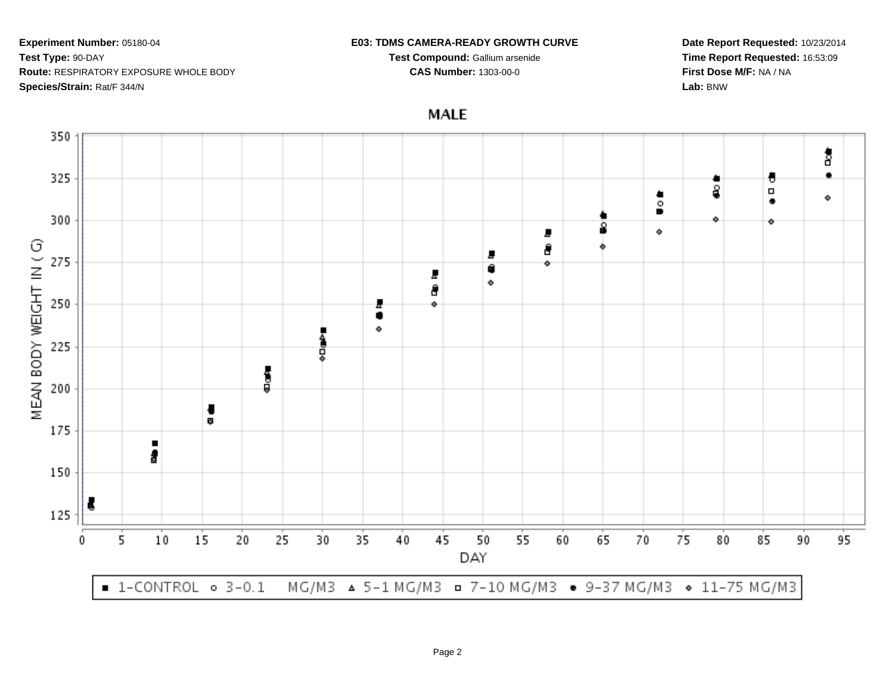**Experiment Number:** 05180-04
**Test Type:** 90-DAY
**Route:** RESPIRATORY EXPOSURE WHOLE BODY
**Species/Strain:** Rat/F 344/N

**E03: TDMS CAMERA-READY GROWTH CURVE**
**Test Compound:** Gallium arsenide
**CAS Number:** 1303-00-0

**Date Report Requested:** 10/23/2014
**Time Report Requested:** 16:53:09
**First Dose M/F:** NA / NA
**Lab:** BNW

MALE

MEAN BODY WEIGHT IN ( G)

DAY

■ 1-CONTROL ○ 3-0.1 MG/M3 △ 5-1 MG/M3 □ 7-10 MG/M3 ● 9-37 MG/M3 ◇ 11-75 MG/M3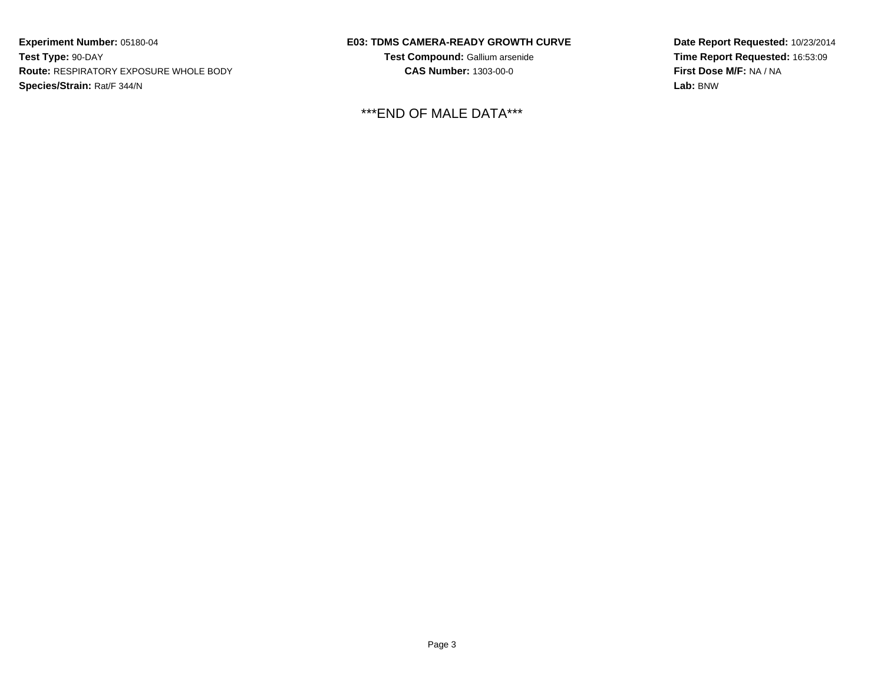**Experiment Number:** 05180-04
**Test Type:** 90-DAY
**Route:** RESPIRATORY EXPOSURE WHOLE BODY
**Species/Strain:** Rat/F 344/N

**E03: TDMS CAMERA-READY GROWTH CURVE**
**Test Compound:** Gallium arsenide
**CAS Number:** 1303-00-0

**Date Report Requested:** 10/23/2014
**Time Report Requested:** 16:53:09
**First Dose M/F:** NA / NA
**Lab:** BNW

***END OF MALE DATA***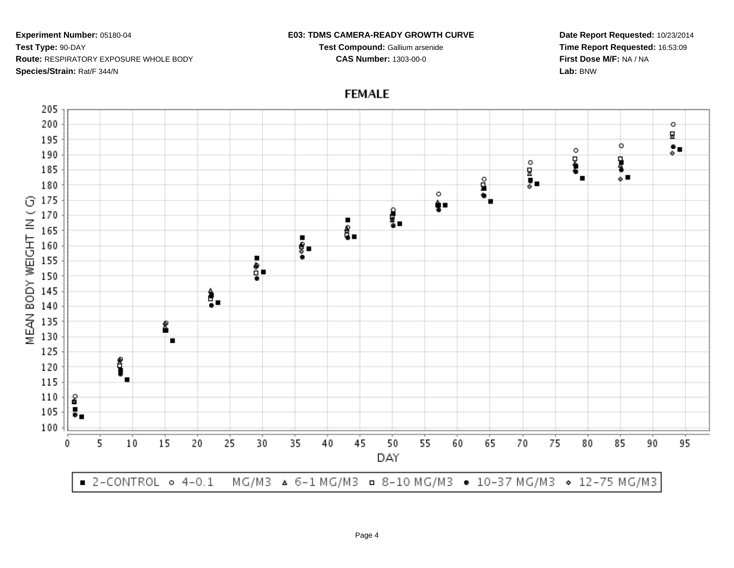**Experiment Number:** 05180-04
**Test Type:** 90-DAY
**Route:** RESPIRATORY EXPOSURE WHOLE BODY
**Species/Strain:** Rat/F 344/N

**E03: TDMS CAMERA-READY GROWTH CURVE**
**Test Compound:** Gallium arsenide
**CAS Number:** 1303-00-0

**Date Report Requested:** 10/23/2014
**Time Report Requested:** 16:53:09
**First Dose M/F:** NA / NA
**Lab:** BNW

FEMALE

MEAN BODY WEIGHT IN ( G)

DAY

■ 2-CONTROL ○ 4-0.1 MG/M3 △ 6-1 MG/M3 □ 8-10 MG/M3 ● 10-37 MG/M3 ◇ 12-75 MG/M3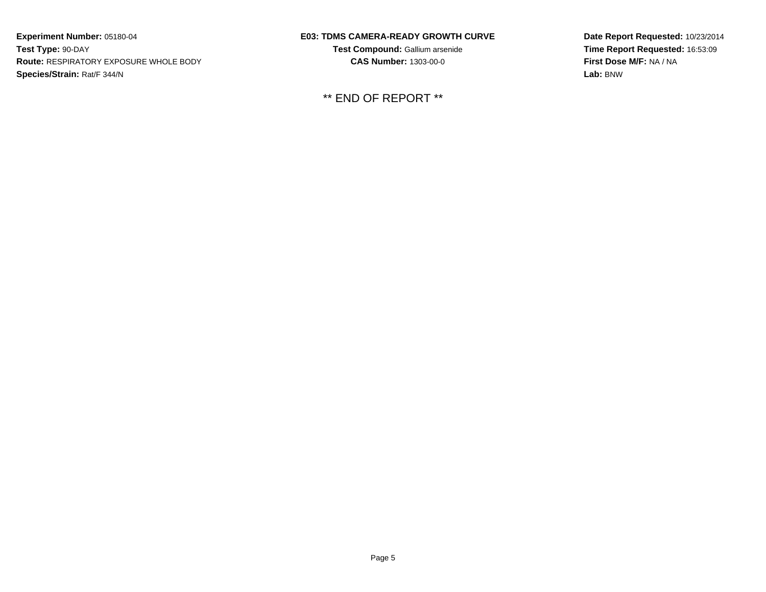**Experiment Number:** 05180-04
**Test Type:** 90-DAY
**Route:** RESPIRATORY EXPOSURE WHOLE BODY
**Species/Strain:** Rat/F 344/N

**E03: TDMS CAMERA-READY GROWTH CURVE**
**Test Compound:** Gallium arsenide
**CAS Number:** 1303-00-0

**Date Report Requested:** 10/23/2014
**Time Report Requested:** 16:53:09
**First Dose M/F:** NA / NA
**Lab:** BNW

** END OF REPORT **